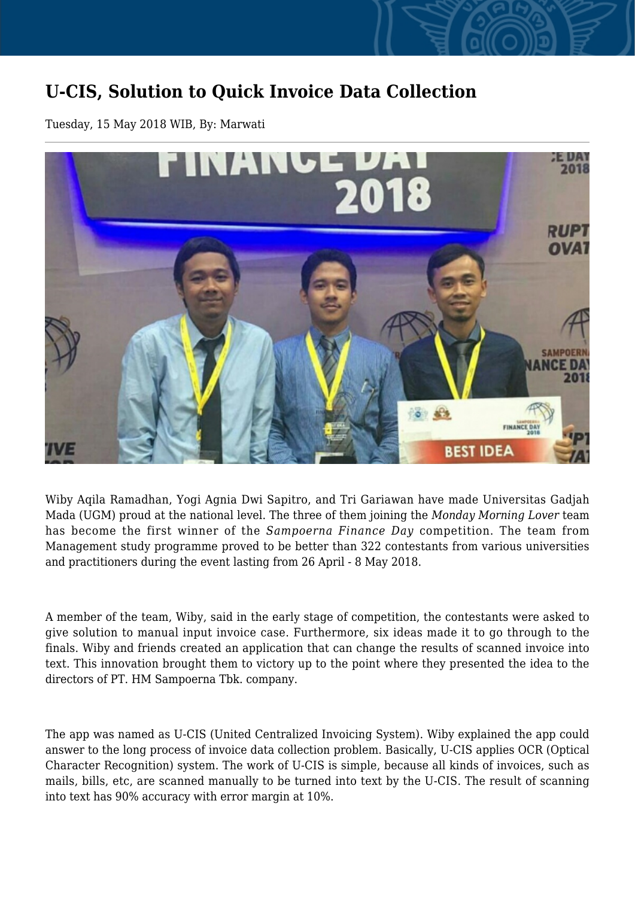# U-CIS, Solution to Quick Invoice Data Collection

Tuesday, 15 May 2018 WIB, By: Marwati

Wiby Aqila Ramadhan, Yogi Agnia Dwi Sapitro, and Tri Gariawan have made Universitas Gadjah Mada (UGM) proud at the national level. The three of them joining the *Monday Morning Lover* team has become the first winner of the *Sampoerna Finance Day* competition. The team from Management study programme proved to be better than 322 contestants from various universities and practitioners during the event lasting from 26 April - 8 May 2018.

A member of the team, Wiby, said in the early stage of competition, the contestants were asked to give solution to manual input invoice case. Furthermore, six ideas made it to go through to the finals. Wiby and friends created an application that can change the results of scanned invoice into text. This innovation brought them to victory up to the point where they presented the idea to the directors of PT. HM Sampoerna Tbk. company.

The app was named as U-CIS (United Centralized Invoicing System). Wiby explained the app could answer to the long process of invoice data collection problem. Basically, U-CIS applies OCR (Optical Character Recognition) system. The work of U-CIS is simple, because all kinds of invoices, such as mails, bills, etc, are scanned manually to be turned into text by the U-CIS. The result of scanning into text has 90% accuracy with error margin at 10%.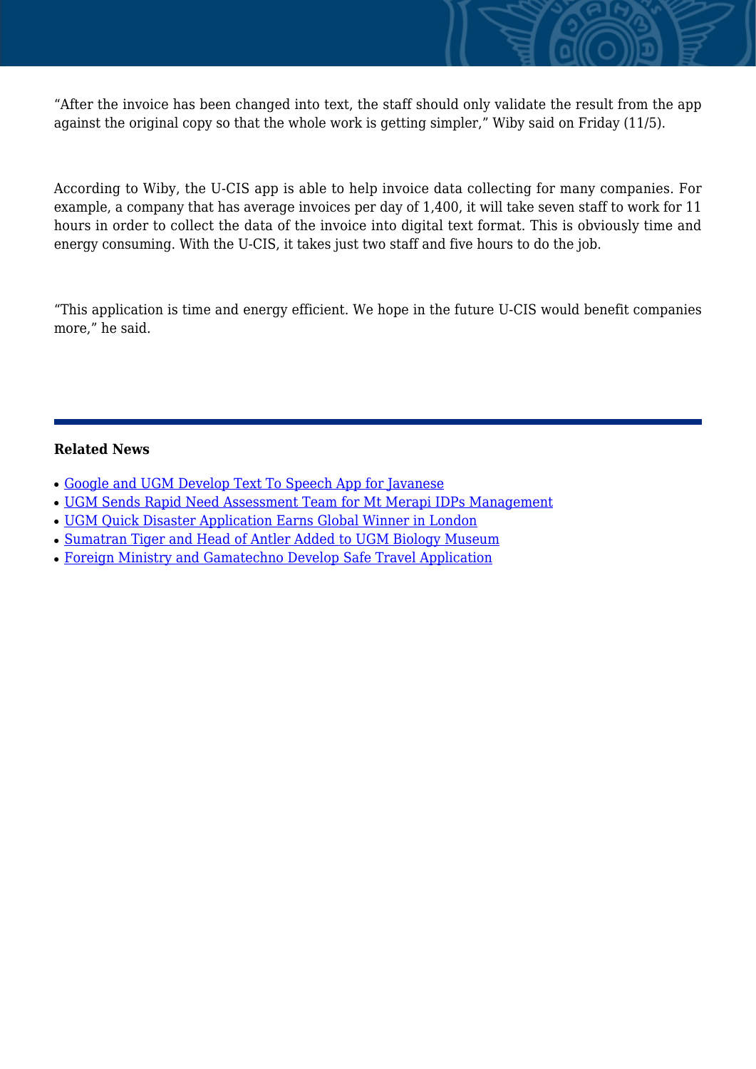"After the invoice has been changed into text, the staff should only validate the result from the app against the original copy so that the whole work is getting simpler," Wiby said on Friday (11/5).

According to Wiby, the U-CIS app is able to help invoice data collecting for many companies. For example, a company that has average invoices per day of 1,400, it will take seven staff to work for 11 hours in order to collect the data of the invoice into digital text format. This is obviously time and energy consuming. With the U-CIS, it takes just two staff and five hours to do the job.

"This application is time and energy efficient. We hope in the future U-CIS would benefit companies more," he said.

---

**Related News**

- Google and UGM Develop Text To Speech App for Javanese
- UGM Sends Rapid Need Assessment Team for Mt Merapi IDPs Management
- UGM Quick Disaster Application Earns Global Winner in London
- Sumatran Tiger and Head of Antler Added to UGM Biology Museum
- Foreign Ministry and Gamatechno Develop Safe Travel Application